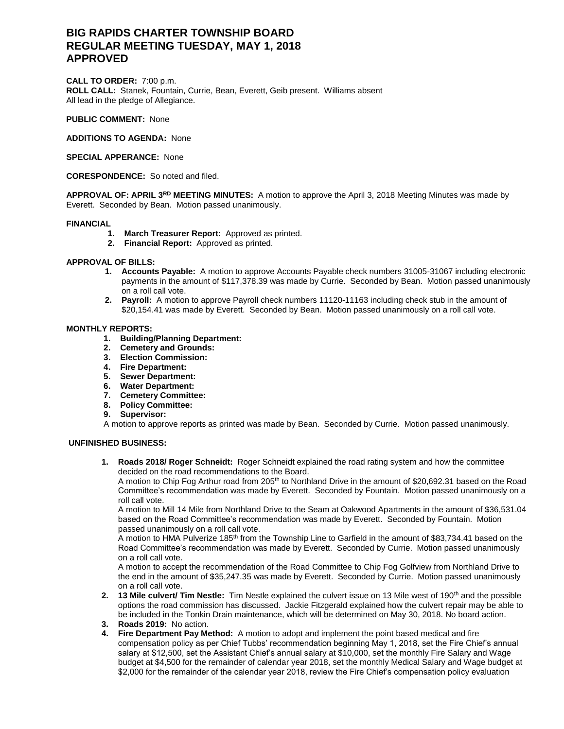# BIG RAPIDS CHARTER TOWNSHIP BOARD
# REGULAR MEETING TUESDAY, MAY 1, 2018
# APPROVED

**CALL TO ORDER:** 7:00 p.m.
**ROLL CALL:** Stanek, Fountain, Currie, Bean, Everett, Geib present. Williams absent
All lead in the pledge of Allegiance.

**PUBLIC COMMENT:** None

**ADDITIONS TO AGENDA:** None

**SPECIAL APPERANCE:** None

**CORESPONDENCE:** So noted and filed.

**APPROVAL OF: APRIL 3RD MEETING MINUTES:** A motion to approve the April 3, 2018 Meeting Minutes was made by Everett. Seconded by Bean. Motion passed unanimously.

**FINANCIAL**

1. **March Treasurer Report:** Approved as printed.
2. **Financial Report:** Approved as printed.

**APPROVAL OF BILLS:**

1. **Accounts Payable:** A motion to approve Accounts Payable check numbers 31005-31067 including electronic payments in the amount of $117,378.39 was made by Currie. Seconded by Bean. Motion passed unanimously on a roll call vote.
2. **Payroll:** A motion to approve Payroll check numbers 11120-11163 including check stub in the amount of $20,154.41 was made by Everett. Seconded by Bean. Motion passed unanimously on a roll call vote.

**MONTHLY REPORTS:**

1. **Building/Planning Department:**
2. **Cemetery and Grounds:**
3. **Election Commission:**
4. **Fire Department:**
5. **Sewer Department:**
6. **Water Department:**
7. **Cemetery Committee:**
8. **Policy Committee:**
9. **Supervisor:**

A motion to approve reports as printed was made by Bean. Seconded by Currie. Motion passed unanimously.

**UNFINISHED BUSINESS:**

1. **Roads 2018/ Roger Schneidt:** Roger Schneidt explained the road rating system and how the committee decided on the road recommendations to the Board.
   A motion to Chip Fog Arthur road from 205th to Northland Drive in the amount of $20,692.31 based on the Road Committee's recommendation was made by Everett. Seconded by Fountain. Motion passed unanimously on a roll call vote.
   A motion to Mill 14 Mile from Northland Drive to the Seam at Oakwood Apartments in the amount of $36,531.04 based on the Road Committee's recommendation was made by Everett. Seconded by Fountain. Motion passed unanimously on a roll call vote.
   A motion to HMA Pulverize 185th from the Township Line to Garfield in the amount of $83,734.41 based on the Road Committee's recommendation was made by Everett. Seconded by Currie. Motion passed unanimously on a roll call vote.
   A motion to accept the recommendation of the Road Committee to Chip Fog Golfview from Northland Drive to the end in the amount of $35,247.35 was made by Everett. Seconded by Currie. Motion passed unanimously on a roll call vote.
2. **13 Mile culvert/ Tim Nestle:** Tim Nestle explained the culvert issue on 13 Mile west of 190th and the possible options the road commission has discussed. Jackie Fitzgerald explained how the culvert repair may be able to be included in the Tonkin Drain maintenance, which will be determined on May 30, 2018. No board action.
3. **Roads 2019:** No action.
4. **Fire Department Pay Method:** A motion to adopt and implement the point based medical and fire compensation policy as per Chief Tubbs' recommendation beginning May 1, 2018, set the Fire Chief's annual salary at $12,500, set the Assistant Chief's annual salary at $10,000, set the monthly Fire Salary and Wage budget at $4,500 for the remainder of calendar year 2018, set the monthly Medical Salary and Wage budget at $2,000 for the remainder of the calendar year 2018, review the Fire Chief's compensation policy evaluation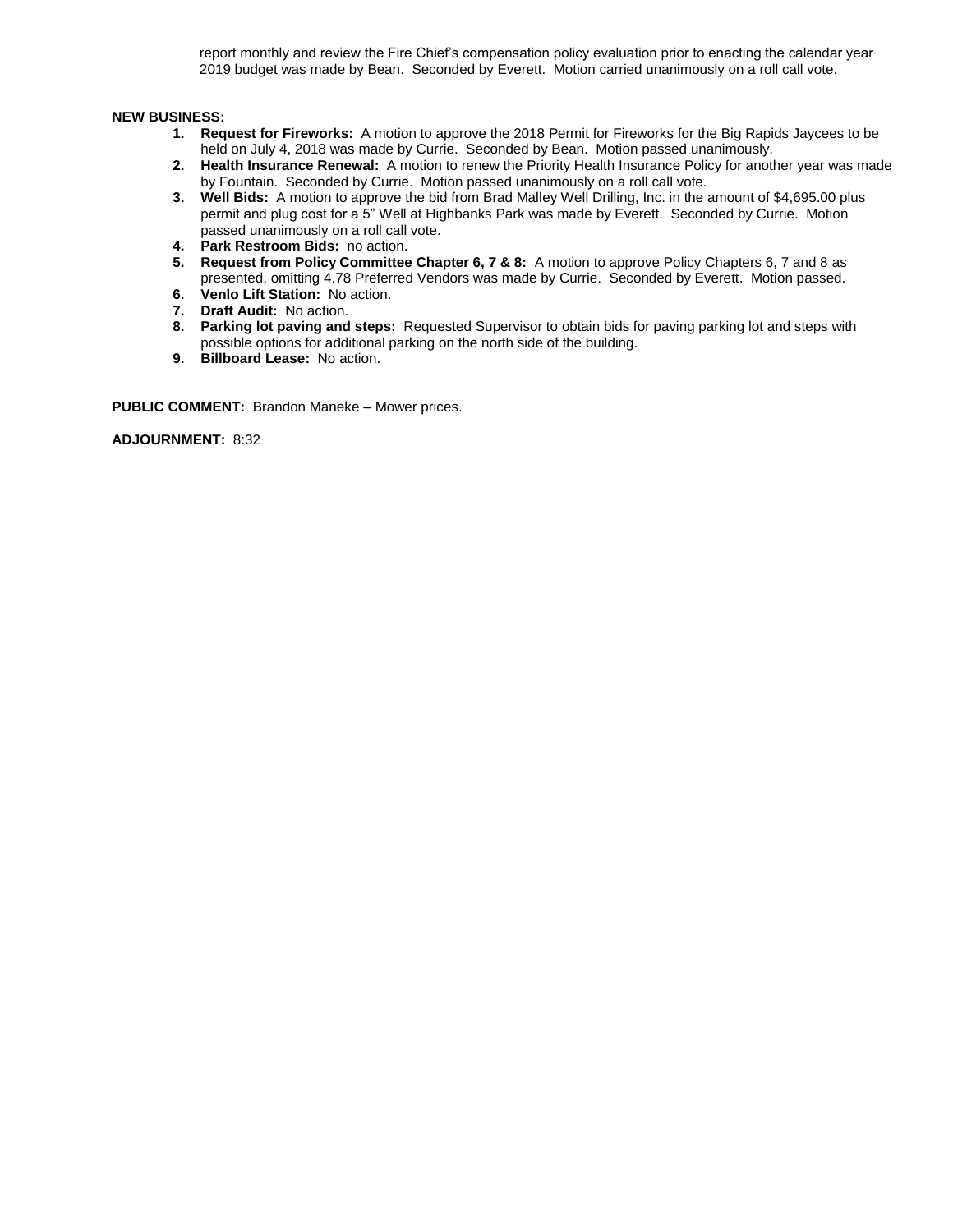report monthly and review the Fire Chief's compensation policy evaluation prior to enacting the calendar year 2019 budget was made by Bean. Seconded by Everett. Motion carried unanimously on a roll call vote.

**NEW BUSINESS:**

1. **Request for Fireworks:** A motion to approve the 2018 Permit for Fireworks for the Big Rapids Jaycees to be held on July 4, 2018 was made by Currie. Seconded by Bean. Motion passed unanimously.
2. **Health Insurance Renewal:** A motion to renew the Priority Health Insurance Policy for another year was made by Fountain. Seconded by Currie. Motion passed unanimously on a roll call vote.
3. **Well Bids:** A motion to approve the bid from Brad Malley Well Drilling, Inc. in the amount of $4,695.00 plus permit and plug cost for a 5" Well at Highbanks Park was made by Everett. Seconded by Currie. Motion passed unanimously on a roll call vote.
4. **Park Restroom Bids:** no action.
5. **Request from Policy Committee Chapter 6, 7 & 8:** A motion to approve Policy Chapters 6, 7 and 8 as presented, omitting 4.78 Preferred Vendors was made by Currie. Seconded by Everett. Motion passed.
6. **Venlo Lift Station:** No action.
7. **Draft Audit:** No action.
8. **Parking lot paving and steps:** Requested Supervisor to obtain bids for paving parking lot and steps with possible options for additional parking on the north side of the building.
9. **Billboard Lease:** No action.

**PUBLIC COMMENT:** Brandon Maneke – Mower prices.

**ADJOURNMENT:** 8:32